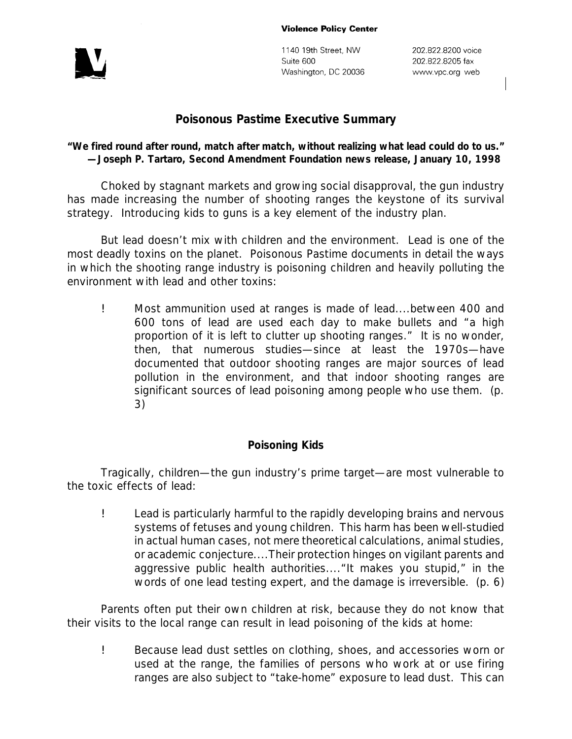**Violence Policy Center**

1140 19th Street, NW
Suite 600
Washington, DC 20036

202.822.8200 voice
202.822.8205 fax
www.vpc.org web

# Poisonous Pastime Executive Summary

**"We fired round after round, match after match, without realizing what lead could do to us." —Joseph P. Tartaro, Second Amendment Foundation news release, January 10, 1998**

Choked by stagnant markets and growing social disapproval, the gun industry has made increasing the number of shooting ranges the keystone of its survival strategy. Introducing kids to guns is a key element of the industry plan.

But lead doesn't mix with children and the environment. Lead is one of the most deadly toxins on the planet. Poisonous Pastime documents in detail the ways in which the shooting range industry is poisoning children and heavily polluting the environment with lead and other toxins:

- Most ammunition used at ranges is made of lead....between 400 and 600 tons of lead are used each day to make bullets and "a high proportion of it is left to clutter up shooting ranges." It is no wonder, then, that numerous studies—since at least the 1970s—have documented that outdoor shooting ranges are major sources of lead pollution in the environment, and that indoor shooting ranges are significant sources of lead poisoning among people who use them. (p. 3)

## Poisoning Kids

Tragically, children—the gun industry's prime target—are most vulnerable to the toxic effects of lead:

- Lead is particularly harmful to the rapidly developing brains and nervous systems of fetuses and young children. This harm has been well-studied in actual human cases, not mere theoretical calculations, animal studies, or academic conjecture....Their protection hinges on vigilant parents and aggressive public health authorities...."It makes you stupid," in the words of one lead testing expert, and the damage is irreversible. (p. 6)

Parents often put their own children at risk, because they do not know that their visits to the local range can result in lead poisoning of the kids at home:

- Because lead dust settles on clothing, shoes, and accessories worn or used at the range, the families of persons who work at or use firing ranges are also subject to "take-home" exposure to lead dust. This can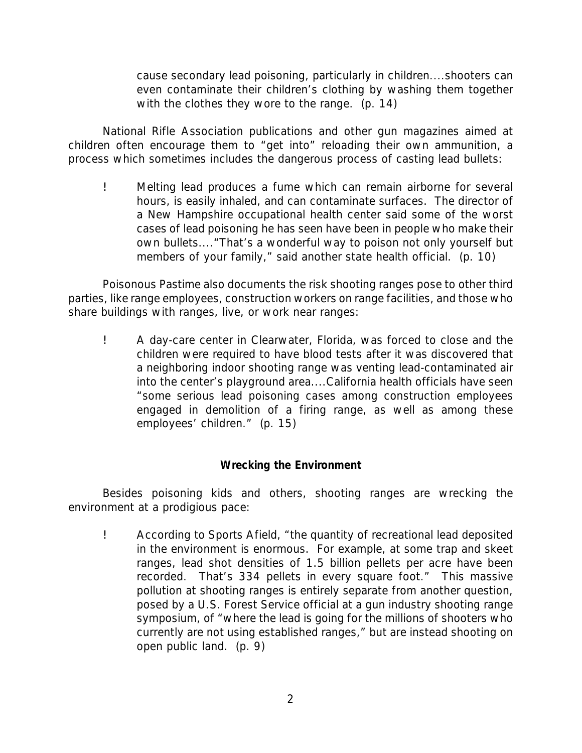> cause secondary lead poisoning, particularly in children....shooters can even contaminate their children's clothing by washing them together with the clothes they wore to the range. (p. 14)

National Rifle Association publications and other gun magazines aimed at children often encourage them to "get into" reloading their own ammunition, a process which sometimes includes the dangerous process of casting lead bullets:

- Melting lead produces a fume which can remain airborne for several hours, is easily inhaled, and can contaminate surfaces. The director of a New Hampshire occupational health center said some of the worst cases of lead poisoning he has seen have been in people who make their own bullets...."That's a wonderful way to poison not only yourself but members of your family," said another state health official. (p. 10)

*Poisonous Pastime* also documents the risk shooting ranges pose to other third parties, like range employees, construction workers on range facilities, and those who share buildings with ranges, live, or work near ranges:

- A day-care center in Clearwater, Florida, was forced to close and the children were required to have blood tests after it was discovered that a neighboring indoor shooting range was venting lead-contaminated air into the center's playground area....California health officials have seen "some serious lead poisoning cases among construction employees engaged in demolition of a firing range, as well as among these employees' children." (p. 15)

**Wrecking the Environment**

Besides poisoning kids and others, shooting ranges are wrecking the environment at a prodigious pace:

- According to *Sports Afield*, "the quantity of recreational lead deposited in the environment is enormous. For example, at some trap and skeet ranges, lead shot densities of 1.5 billion pellets per acre have been recorded. That's 334 pellets in every square foot." This massive pollution at shooting ranges is entirely separate from another question, posed by a U.S. Forest Service official at a gun industry shooting range symposium, of "where the lead is going for the millions of shooters who currently are not using established ranges," but are instead shooting on open public land. (p. 9)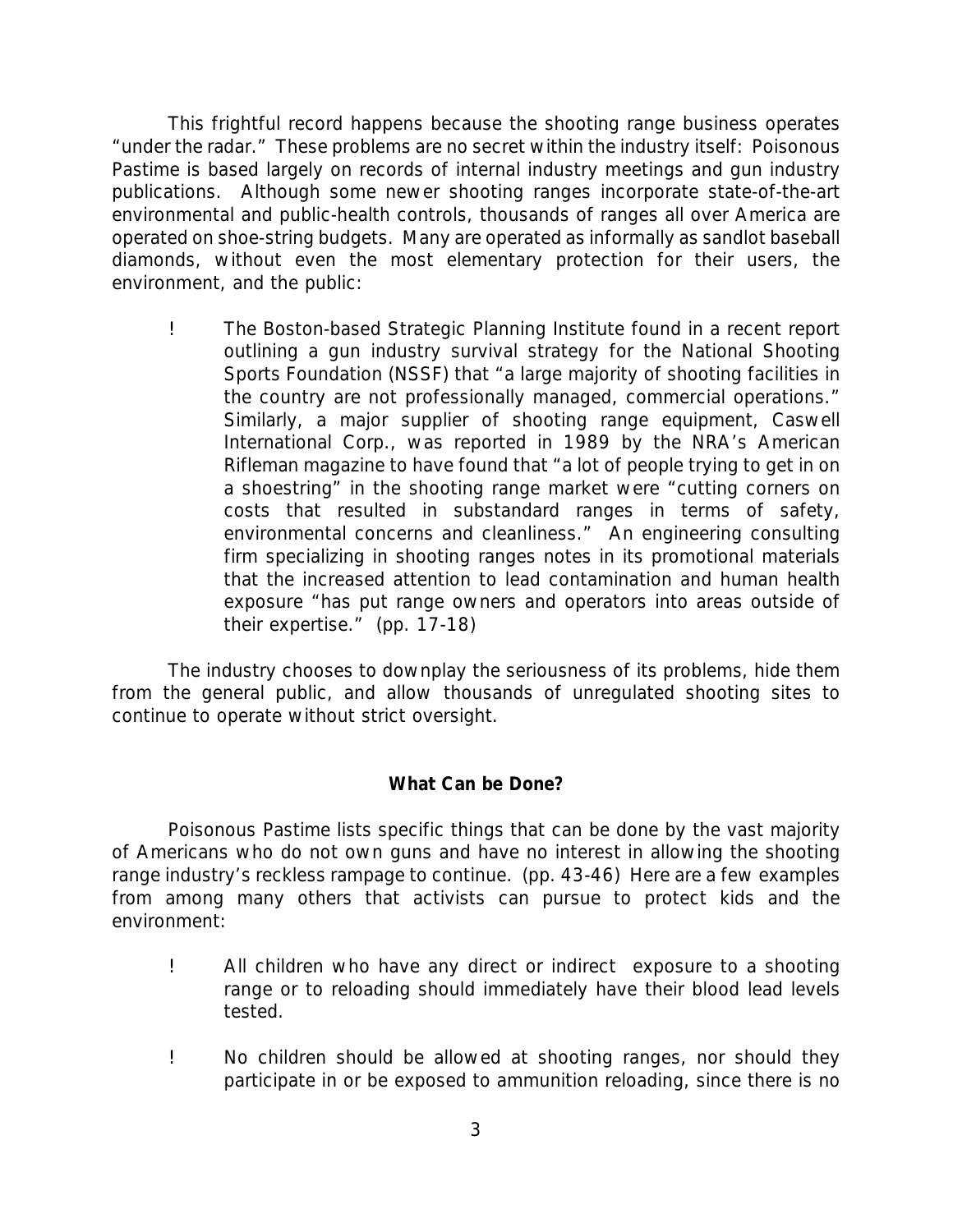This frightful record happens because the shooting range business operates "under the radar." These problems are no secret within the industry itself: Poisonous Pastime is based largely on records of internal industry meetings and gun industry publications. Although some newer shooting ranges incorporate state-of-the-art environmental and public-health controls, thousands of ranges all over America are operated on shoe-string budgets. Many are operated as informally as sandlot baseball diamonds, without even the most elementary protection for their users, the environment, and the public:

- The Boston-based Strategic Planning Institute found in a recent report outlining a gun industry survival strategy for the National Shooting Sports Foundation (NSSF) that "a large majority of shooting facilities in the country are not professionally managed, commercial operations." Similarly, a major supplier of shooting range equipment, Caswell International Corp., was reported in 1989 by the NRA's American Rifleman magazine to have found that "a lot of people trying to get in on a shoestring" in the shooting range market were "cutting corners on costs that resulted in substandard ranges in terms of safety, environmental concerns and cleanliness." An engineering consulting firm specializing in shooting ranges notes in its promotional materials that the increased attention to lead contamination and human health exposure "has put range owners and operators into areas outside of their expertise." (pp. 17-18)

The industry chooses to downplay the seriousness of its problems, hide them from the general public, and allow thousands of unregulated shooting sites to continue to operate without strict oversight.

### What Can be Done?

Poisonous Pastime lists specific things that can be done by the vast majority of Americans who do not own guns and have no interest in allowing the shooting range industry's reckless rampage to continue. (pp. 43-46) Here are a few examples from among many others that activists can pursue to protect kids and the environment:

- All children who have any direct or indirect exposure to a shooting range or to reloading should immediately have their blood lead levels tested.
- No children should be allowed at shooting ranges, nor should they participate in or be exposed to ammunition reloading, since there is no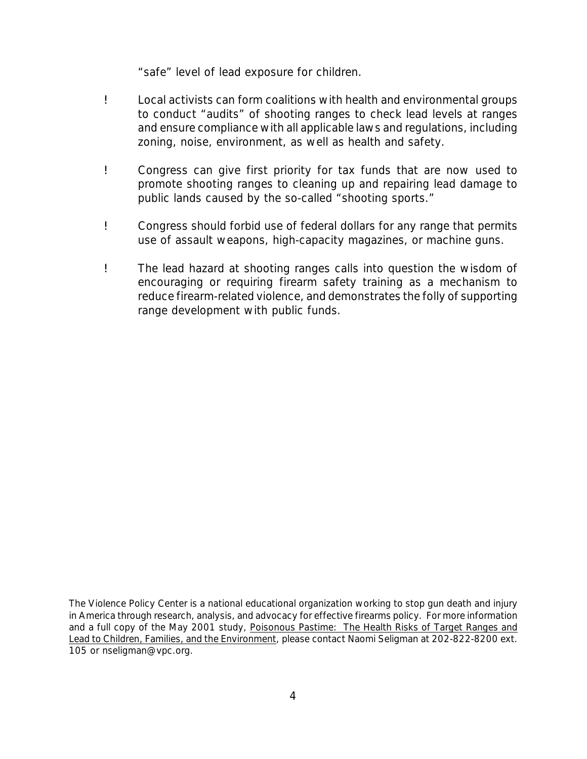"safe" level of lead exposure for children.

- Local activists can form coalitions with health and environmental groups to conduct "audits" of shooting ranges to check lead levels at ranges and ensure compliance with all applicable laws and regulations, including zoning, noise, environment, as well as health and safety.
- Congress can give first priority for tax funds that are now used to promote shooting ranges to cleaning up and repairing lead damage to public lands caused by the so-called "shooting sports."
- Congress should forbid use of federal dollars for any range that permits use of assault weapons, high-capacity magazines, or machine guns.
- The lead hazard at shooting ranges calls into question the wisdom of encouraging or requiring firearm safety training as a mechanism to reduce firearm-related violence, and demonstrates the folly of supporting range development with public funds.

The Violence Policy Center is a national educational organization working to stop gun death and injury in America through research, analysis, and advocacy for effective firearms policy. For more information and a full copy of the May 2001 study, Poisonous Pastime: The Health Risks of Target Ranges and Lead to Children, Families, and the Environment, please contact Naomi Seligman at 202-822-8200 ext. 105 or nseligman@vpc.org.